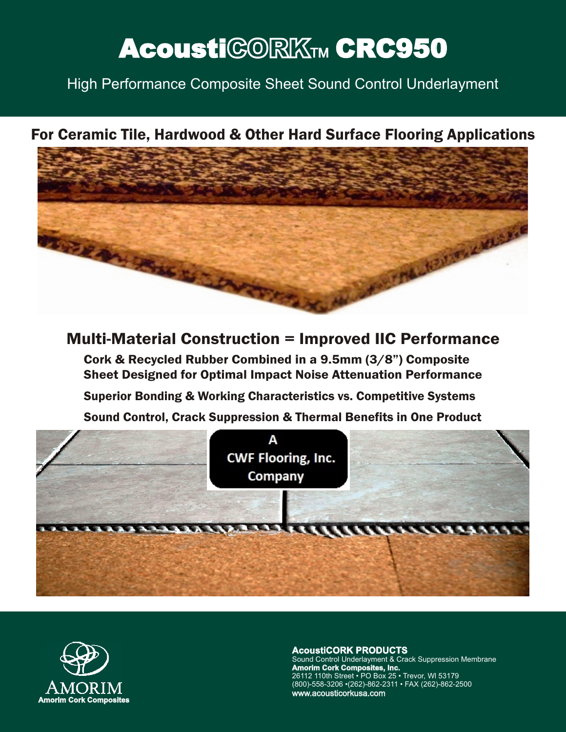# AcoustiCORK™ CRC950

High Performance Composite Sheet Sound Control Underlayment

## For Ceramic Tile, Hardwood & Other Hard Surface Flooring Applications

## Multi-Material Construction = Improved IIC Performance

**Cork & Recycled Rubber Combined in a 9.5mm (3/8") Composite Sheet Designed for Optimal Impact Noise Attenuation Performance**

**Superior Bonding & Working Characteristics vs. Competitive Systems**

**Sound Control, Crack Suppression & Thermal Benefits in One Product**

A CWF Flooring, Inc. Company

AMORIM
Amorim Cork Composites

**AcoustiCORK PRODUCTS**
Sound Control Underlayment & Crack Suppression Membrane
**Amorim Cork Composites, Inc.**
26112 110th Street • PO Box 25 • Trevor, WI 53179
(800)-558-3206 •(262)-862-2311 • FAX (262)-862-2500
www.acousticorkusa.com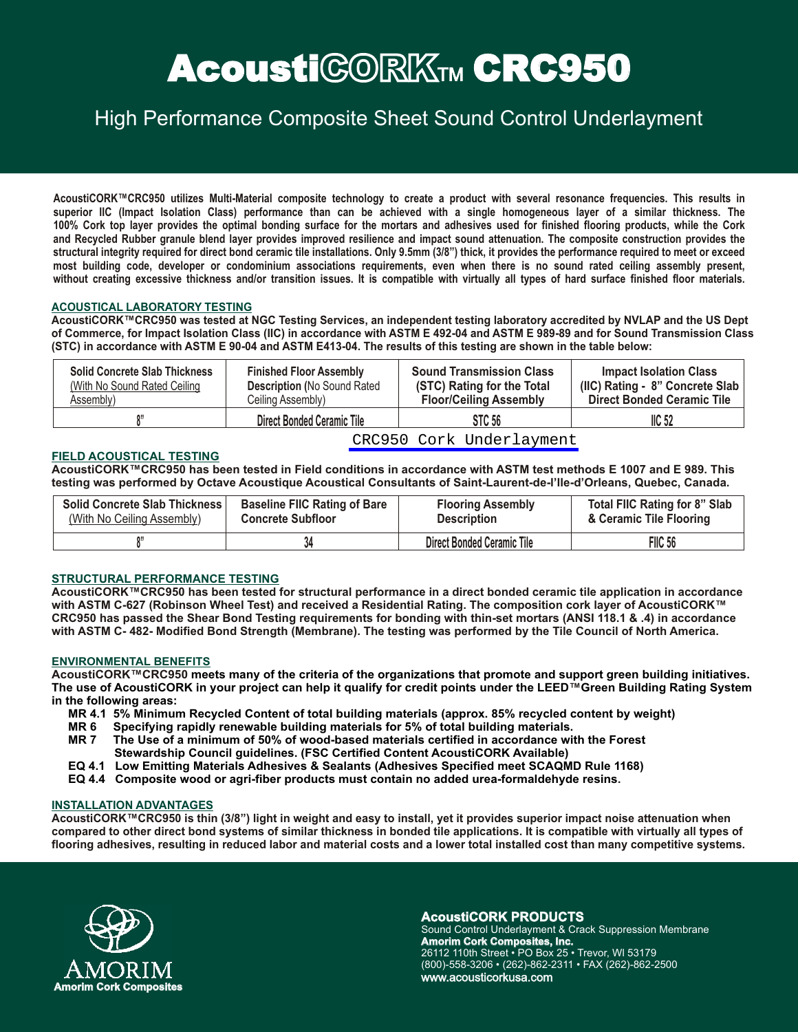# AcoustiCORK™ CRC950

## High Performance Composite Sheet Sound Control Underlayment

**AcoustiCORK™CRC950 utilizes Multi-Material composite technology to create a product with several resonance frequencies. This results in superior IIC (Impact Isolation Class) performance than can be achieved with a single homogeneous layer of a similar thickness. The 100% Cork top layer provides the optimal bonding surface for the mortars and adhesives used for finished flooring products, while the Cork and Recycled Rubber granule blend layer provides improved resilience and impact sound attenuation. The composite construction provides the structural integrity required for direct bond ceramic tile installations. Only 9.5mm (3/8") thick, it provides the performance required to meet or exceed most building code, developer or condominium associations requirements, even when there is no sound rated ceiling assembly present, without creating excessive thickness and/or transition issues. It is compatible with virtually all types of hard surface finished floor materials.**

### ACOUSTICAL LABORATORY TESTING

**AcoustiCORK™CRC950 was tested at NGC Testing Services, an independent testing laboratory accredited by NVLAP and the US Dept of Commerce, for Impact Isolation Class (IIC) in accordance with ASTM E 492-04 and ASTM E 989-89 and for Sound Transmission Class (STC) in accordance with ASTM E 90-04 and ASTM E413-04. The results of this testing are shown in the table below:**

| Solid Concrete Slab Thickness (With No Sound Rated Ceiling Assembly) | Finished Floor Assembly Description (No Sound Rated Ceiling Assembly) | Sound Transmission Class (STC) Rating for the Total Floor/Ceiling Assembly | Impact Isolation Class (IIC) Rating - 8" Concrete Slab Direct Bonded Ceramic Tile |
|---|---|---|---|
| 8" | Direct Bonded Ceramic Tile | STC 56 | IIC 52 |

CRC950 Cork Underlayment

### FIELD ACOUSTICAL TESTING

**AcoustiCORK™CRC950 has been tested in Field conditions in accordance with ASTM test methods E 1007 and E 989. This testing was performed by Octave Acoustique Acoustical Consultants of Saint-Laurent-de-l'Ile-d'Orleans, Quebec, Canada.**

| Solid Concrete Slab Thickness (With No Ceiling Assembly) | Baseline FIIC Rating of Bare Concrete Subfloor | Flooring Assembly Description | Total FIIC Rating for 8" Slab & Ceramic Tile Flooring |
|---|---|---|---|
| 8" | 34 | Direct Bonded Ceramic Tile | FIIC 56 |

### STRUCTURAL PERFORMANCE TESTING

**AcoustiCORK™CRC950 has been tested for structural performance in a direct bonded ceramic tile application in accordance with ASTM C-627 (Robinson Wheel Test) and received a Residential Rating. The composition cork layer of AcoustiCORK™ CRC950 has passed the Shear Bond Testing requirements for bonding with thin-set mortars (ANSI 118.1 & .4) in accordance with ASTM C- 482- Modified Bond Strength (Membrane). The testing was performed by the Tile Council of North America.**

### ENVIRONMENTAL BENEFITS

**AcoustiCORK™CRC950 meets many of the criteria of the organizations that promote and support green building initiatives. The use of AcoustiCORK in your project can help it qualify for credit points under the LEED™Green Building Rating System in the following areas:**

- **MR 4.1 5% Minimum Recycled Content of total building materials (approx. 85% recycled content by weight)**
- **MR 6 Specifying rapidly renewable building materials for 5% of total building materials.**
- **MR 7 The Use of a minimum of 50% of wood-based materials certified in accordance with the Forest Stewardship Council guidelines. (FSC Certified Content AcoustiCORK Available)**
- **EQ 4.1 Low Emitting Materials Adhesives & Sealants (Adhesives Specified meet SCAQMD Rule 1168)**
- **EQ 4.4 Composite wood or agri-fiber products must contain no added urea-formaldehyde resins.**

### INSTALLATION ADVANTAGES

**AcoustiCORK™CRC950 is thin (3/8") light in weight and easy to install, yet it provides superior impact noise attenuation when compared to other direct bond systems of similar thickness in bonded tile applications. It is compatible with virtually all types of flooring adhesives, resulting in reduced labor and material costs and a lower total installed cost than many competitive systems.**

AMORIM
Amorim Cork Composites

**AcoustiCORK PRODUCTS**
Sound Control Underlayment & Crack Suppression Membrane
**Amorim Cork Composites, Inc.**
26112 110th Street • PO Box 25 • Trevor, WI 53179
(800)-558-3206 • (262)-862-2311 • FAX (262)-862-2500
www.acousticorkusa.com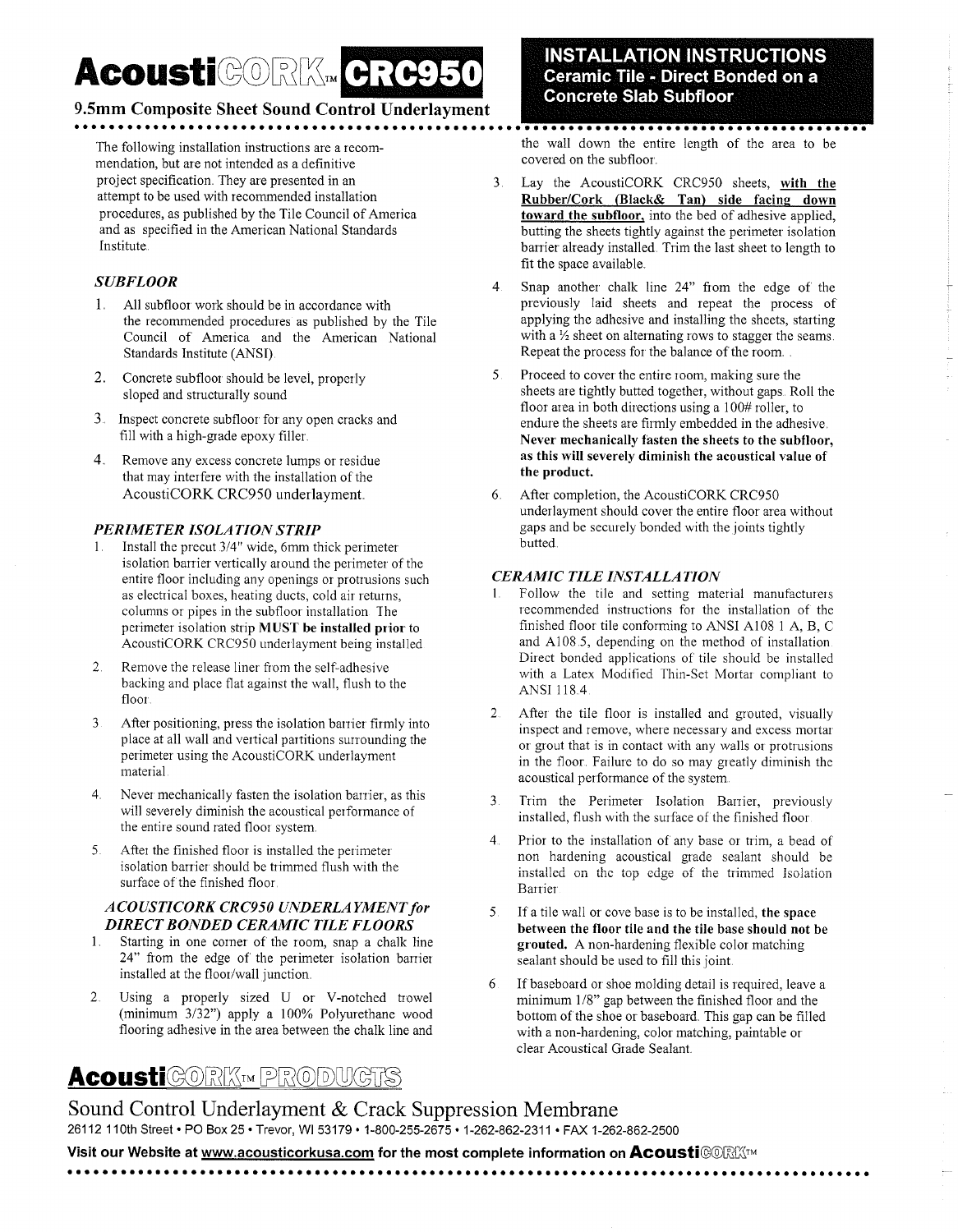# AcoustiCORK™ CRC950

## 9.5mm Composite Sheet Sound Control Underlayment

## INSTALLATION INSTRUCTIONS
### Ceramic Tile - Direct Bonded on a Concrete Slab Subfloor

The following installation instructions are a recommendation, but are not intended as a definitive project specification. They are presented in an attempt to be used with recommended installation procedures, as published by the Tile Council of America and as specified in the American National Standards Institute.

### *SUBFLOOR*

1. All subfloor work should be in accordance with the recommended procedures as published by the Tile Council of America and the American National Standards Institute (ANSI).
2. Concrete subfloor should be level, properly sloped and structurally sound
3. Inspect concrete subfloor for any open cracks and fill with a high-grade epoxy filler.
4. Remove any excess concrete lumps or residue that may interfere with the installation of the AcoustiCORK CRC950 underlayment.

### *PERIMETER ISOLATION STRIP*

1. Install the precut 3/4" wide, 6mm thick perimeter isolation barrier vertically around the perimeter of the entire floor including any openings or protrusions such as electrical boxes, heating ducts, cold air returns, columns or pipes in the subfloor installation. The perimeter isolation strip **MUST be installed prior** to AcoustiCORK CRC950 underlayment being installed.
2. Remove the release liner from the self-adhesive backing and place flat against the wall, flush to the floor.
3. After positioning, press the isolation barrier firmly into place at all wall and vertical partitions surrounding the perimeter using the AcoustiCORK underlayment material.
4. Never mechanically fasten the isolation barrier, as this will severely diminish the acoustical performance of the entire sound rated floor system.
5. After the finished floor is installed the perimeter isolation barrier should be trimmed flush with the surface of the finished floor.

### *ACOUSTICORK CRC950 UNDERLAYMENT for DIRECT BONDED CERAMIC TILE FLOORS*

1. Starting in one corner of the room, snap a chalk line 24" from the edge of the perimeter isolation barrier installed at the floor/wall junction.
2. Using a properly sized U or V-notched trowel (minimum 3/32") apply a 100% Polyurethane wood flooring adhesive in the area between the chalk line and the wall down the entire length of the area to be covered on the subfloor.
3. Lay the AcoustiCORK CRC950 sheets, **with the Rubber/Cork (Black& Tan) side facing down toward the subfloor,** into the bed of adhesive applied, butting the sheets tightly against the perimeter isolation barrier already installed. Trim the last sheet to length to fit the space available.
4. Snap another chalk line 24" from the edge of the previously laid sheets and repeat the process of applying the adhesive and installing the sheets, starting with a ½ sheet on alternating rows to stagger the seams. Repeat the process for the balance of the room.
5. Proceed to cover the entire room, making sure the sheets are tightly butted together, without gaps. Roll the floor area in both directions using a 100# roller, to endure the sheets are firmly embedded in the adhesive. **Never mechanically fasten the sheets to the subfloor, as this will severely diminish the acoustical value of the product.**
6. After completion, the AcoustiCORK CRC950 underlayment should cover the entire floor area without gaps and be securely bonded with the joints tightly butted.

### *CERAMIC TILE INSTALLATION*

1. Follow the tile and setting material manufacturers recommended instructions for the installation of the finished floor tile conforming to ANSI A108 1 A, B, C and A108.5, depending on the method of installation. Direct bonded applications of tile should be installed with a Latex Modified Thin-Set Mortar compliant to ANSI 118.4.
2. After the tile floor is installed and grouted, visually inspect and remove, where necessary and excess mortar or grout that is in contact with any walls or protrusions in the floor. Failure to do so may greatly diminish the acoustical performance of the system.
3. Trim the Perimeter Isolation Barrier, previously installed, flush with the surface of the finished floor.
4. Prior to the installation of any base or trim, a bead of non hardening acoustical grade sealant should be installed on the top edge of the trimmed Isolation Barrier.
5. If a tile wall or cove base is to be installed, **the space between the floor tile and the tile base should not be grouted.** A non-hardening flexible color matching sealant should be used to fill this joint.
6. If baseboard or shoe molding detail is required, leave a minimum 1/8" gap between the finished floor and the bottom of the shoe or baseboard. This gap can be filled with a non-hardening, color matching, paintable or clear Acoustical Grade Sealant.

**AcoustiCORK™ PRODUCTS**

Sound Control Underlayment & Crack Suppression Membrane

26112 110th Street • PO Box 25 • Trevor, WI 53179 • 1-800-255-2675 • 1-262-862-2311 • FAX 1-262-862-2500

**Visit our Website at www.acousticorkusa.com for the most complete information on AcoustiCORK™**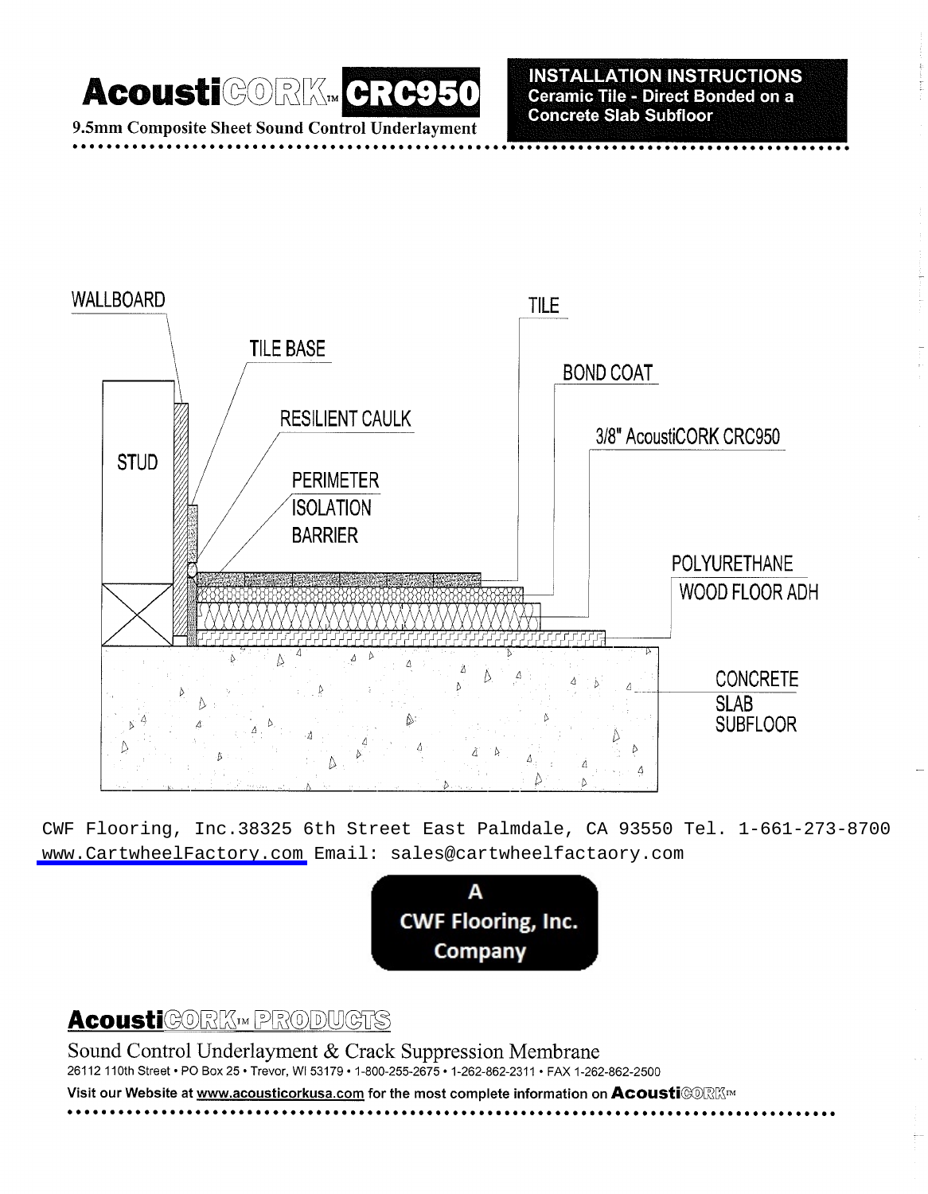# AcoustiCORK™ CRC950

9.5mm Composite Sheet Sound Control Underlayment

## INSTALLATION INSTRUCTIONS

**Ceramic Tile - Direct Bonded on a Concrete Slab Subfloor**

WALLBOARD

TILE BASE

RESILIENT CAULK

PERIMETER ISOLATION BARRIER

STUD

TILE

BOND COAT

3/8" AcoustiCORK CRC950

POLYURETHANE WOOD FLOOR ADH

CONCRETE SLAB SUBFLOOR

CWF Flooring, Inc.38325 6th Street East Palmdale, CA 93550 Tel. 1-661-273-8700 www.CartwheelFactory.com Email: sales@cartwheelfactaory.com

**A CWF Flooring, Inc. Company**

**AcoustiCORK™ PRODUCTS**

Sound Control Underlayment & Crack Suppression Membrane

26112 110th Street • PO Box 25 • Trevor, WI 53179 • 1-800-255-2675 • 1-262-862-2311 • FAX 1-262-862-2500

**Visit our Website at www.acousticorkusa.com for the most complete information on AcoustiCORK™**